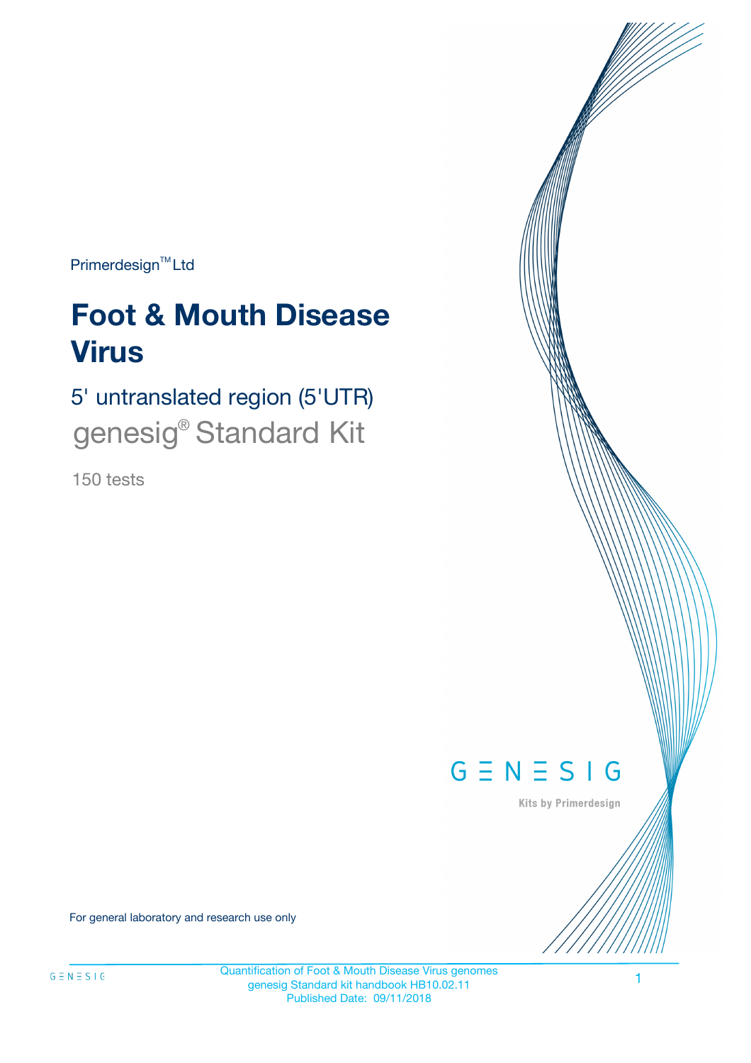Primerdesign™ Ltd

# Foot & Mouth Disease Virus

## 5' untranslated region (5'UTR)

## genesig® Standard Kit

150 tests

GENESIG

Kits by Primerdesign

For general laboratory and research use only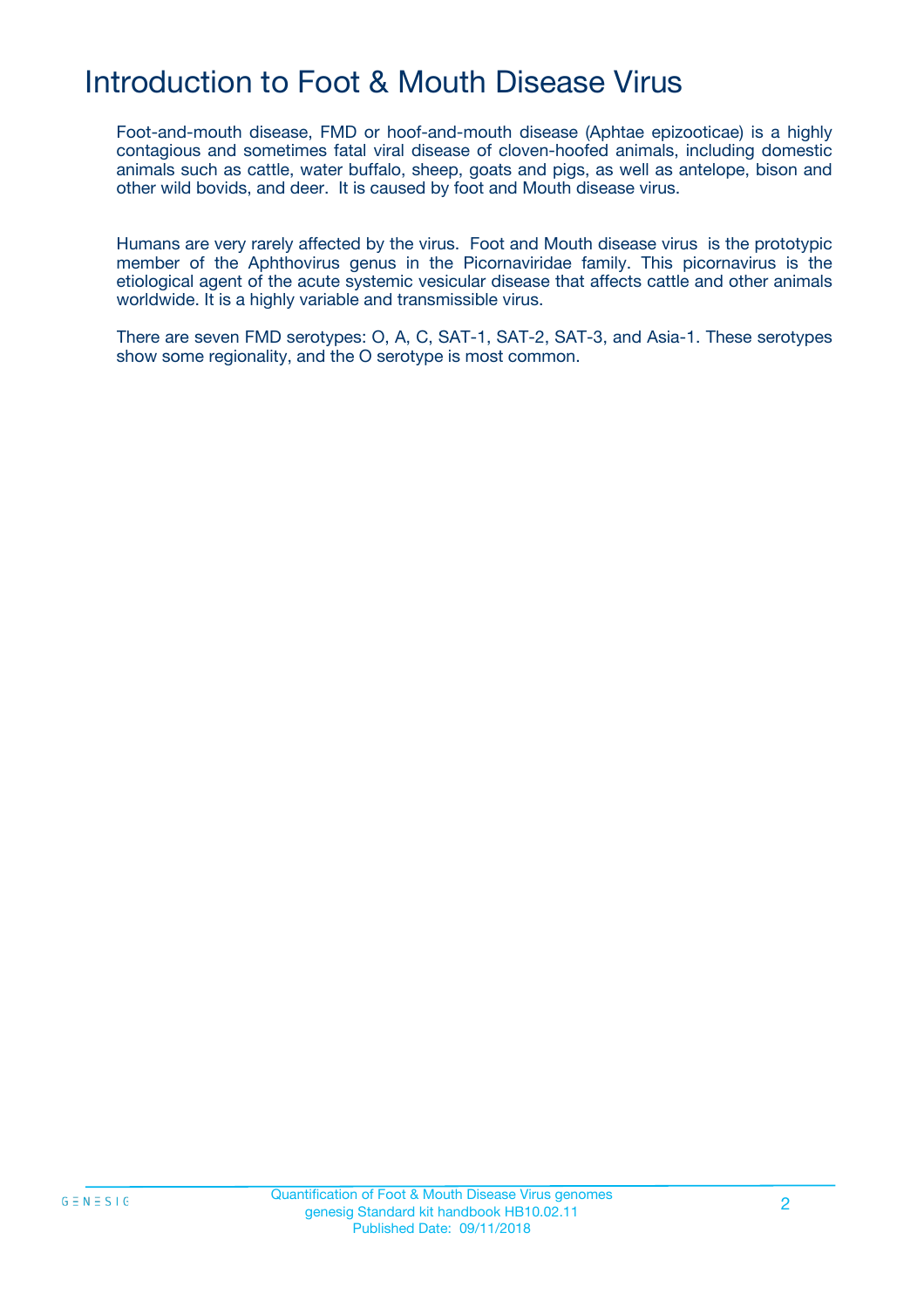# Introduction to Foot & Mouth Disease Virus

Foot-and-mouth disease, FMD or hoof-and-mouth disease (Aphtae epizooticae) is a highly contagious and sometimes fatal viral disease of cloven-hoofed animals, including domestic animals such as cattle, water buffalo, sheep, goats and pigs, as well as antelope, bison and other wild bovids, and deer. It is caused by foot and Mouth disease virus.

Humans are very rarely affected by the virus. Foot and Mouth disease virus is the prototypic member of the Aphthovirus genus in the Picornaviridae family. This picornavirus is the etiological agent of the acute systemic vesicular disease that affects cattle and other animals worldwide. It is a highly variable and transmissible virus.

There are seven FMD serotypes: O, A, C, SAT-1, SAT-2, SAT-3, and Asia-1. These serotypes show some regionality, and the O serotype is most common.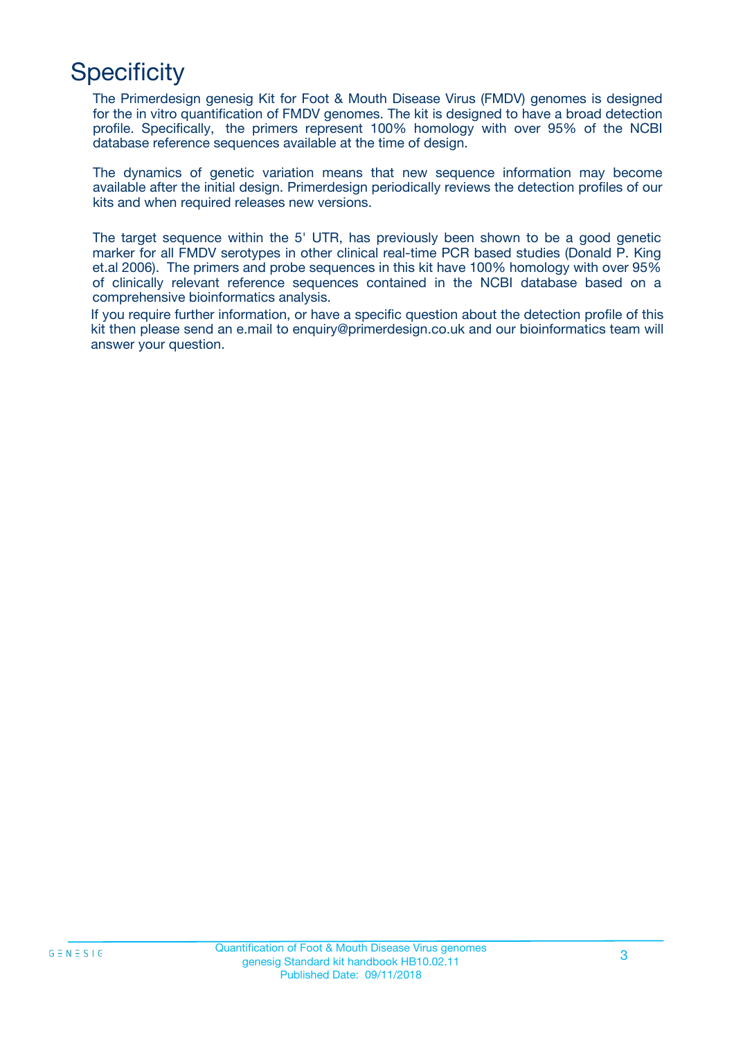# Specificity

The Primerdesign genesig Kit for Foot & Mouth Disease Virus (FMDV) genomes is designed for the in vitro quantification of FMDV genomes. The kit is designed to have a broad detection profile. Specifically, the primers represent 100% homology with over 95% of the NCBI database reference sequences available at the time of design.

The dynamics of genetic variation means that new sequence information may become available after the initial design. Primerdesign periodically reviews the detection profiles of our kits and when required releases new versions.

The target sequence within the 5' UTR, has previously been shown to be a good genetic marker for all FMDV serotypes in other clinical real-time PCR based studies (Donald P. King et.al 2006). The primers and probe sequences in this kit have 100% homology with over 95% of clinically relevant reference sequences contained in the NCBI database based on a comprehensive bioinformatics analysis.

If you require further information, or have a specific question about the detection profile of this kit then please send an e.mail to enquiry@primerdesign.co.uk and our bioinformatics team will answer your question.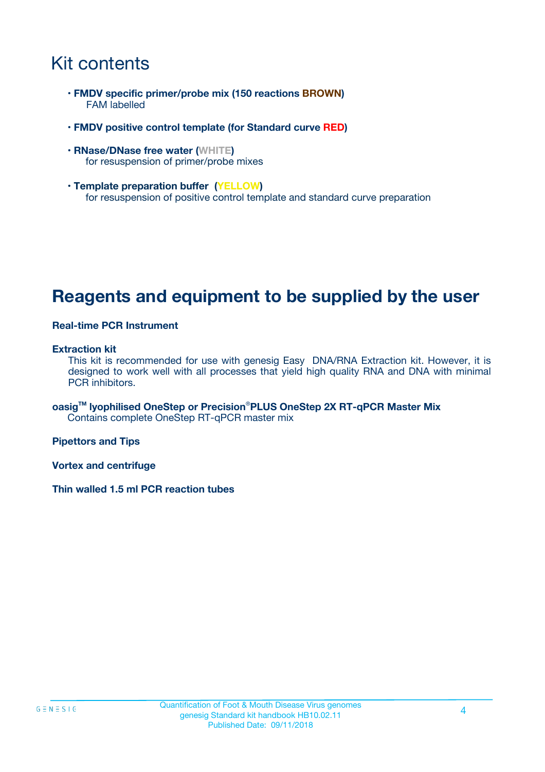# Kit contents

- **FMDV specific primer/probe mix (150 reactions BROWN)**
  FAM labelled

- **FMDV positive control template (for Standard curve RED)**

- **RNase/DNase free water (WHITE)**
  for resuspension of primer/probe mixes

- **Template preparation buffer (YELLOW)**
  for resuspension of positive control template and standard curve preparation

# Reagents and equipment to be supplied by the user

**Real-time PCR Instrument**

**Extraction kit**
This kit is recommended for use with genesig Easy DNA/RNA Extraction kit. However, it is designed to work well with all processes that yield high quality RNA and DNA with minimal PCR inhibitors.

**oasig™ lyophilised OneStep or Precision®PLUS OneStep 2X RT-qPCR Master Mix**
Contains complete OneStep RT-qPCR master mix

**Pipettors and Tips**

**Vortex and centrifuge**

**Thin walled 1.5 ml PCR reaction tubes**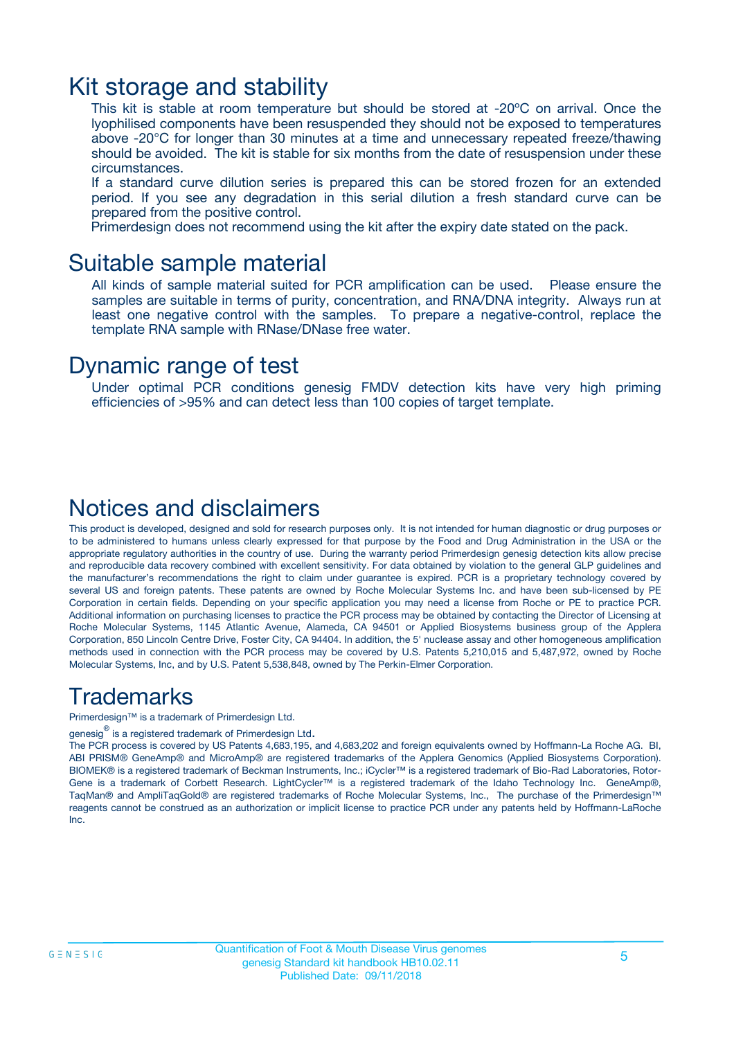# Kit storage and stability

This kit is stable at room temperature but should be stored at -20ºC on arrival. Once the lyophilised components have been resuspended they should not be exposed to temperatures above -20°C for longer than 30 minutes at a time and unnecessary repeated freeze/thawing should be avoided. The kit is stable for six months from the date of resuspension under these circumstances.

If a standard curve dilution series is prepared this can be stored frozen for an extended period. If you see any degradation in this serial dilution a fresh standard curve can be prepared from the positive control.

Primerdesign does not recommend using the kit after the expiry date stated on the pack.

# Suitable sample material

All kinds of sample material suited for PCR amplification can be used. Please ensure the samples are suitable in terms of purity, concentration, and RNA/DNA integrity. Always run at least one negative control with the samples. To prepare a negative-control, replace the template RNA sample with RNase/DNase free water.

# Dynamic range of test

Under optimal PCR conditions genesig FMDV detection kits have very high priming efficiencies of >95% and can detect less than 100 copies of target template.

# Notices and disclaimers

This product is developed, designed and sold for research purposes only. It is not intended for human diagnostic or drug purposes or to be administered to humans unless clearly expressed for that purpose by the Food and Drug Administration in the USA or the appropriate regulatory authorities in the country of use. During the warranty period Primerdesign genesig detection kits allow precise and reproducible data recovery combined with excellent sensitivity. For data obtained by violation to the general GLP guidelines and the manufacturer's recommendations the right to claim under guarantee is expired. PCR is a proprietary technology covered by several US and foreign patents. These patents are owned by Roche Molecular Systems Inc. and have been sub-licensed by PE Corporation in certain fields. Depending on your specific application you may need a license from Roche or PE to practice PCR. Additional information on purchasing licenses to practice the PCR process may be obtained by contacting the Director of Licensing at Roche Molecular Systems, 1145 Atlantic Avenue, Alameda, CA 94501 or Applied Biosystems business group of the Applera Corporation, 850 Lincoln Centre Drive, Foster City, CA 94404. In addition, the 5' nuclease assay and other homogeneous amplification methods used in connection with the PCR process may be covered by U.S. Patents 5,210,015 and 5,487,972, owned by Roche Molecular Systems, Inc, and by U.S. Patent 5,538,848, owned by The Perkin-Elmer Corporation.

# Trademarks

Primerdesign™ is a trademark of Primerdesign Ltd.

genesig® is a registered trademark of Primerdesign Ltd.

The PCR process is covered by US Patents 4,683,195, and 4,683,202 and foreign equivalents owned by Hoffmann-La Roche AG. BI, ABI PRISM® GeneAmp® and MicroAmp® are registered trademarks of the Applera Genomics (Applied Biosystems Corporation). BIOMEK® is a registered trademark of Beckman Instruments, Inc.; iCycler™ is a registered trademark of Bio-Rad Laboratories, Rotor-Gene is a trademark of Corbett Research. LightCycler™ is a registered trademark of the Idaho Technology Inc. GeneAmp®, TaqMan® and AmpliTaqGold® are registered trademarks of Roche Molecular Systems, Inc., The purchase of the Primerdesign™ reagents cannot be construed as an authorization or implicit license to practice PCR under any patents held by Hoffmann-LaRoche Inc.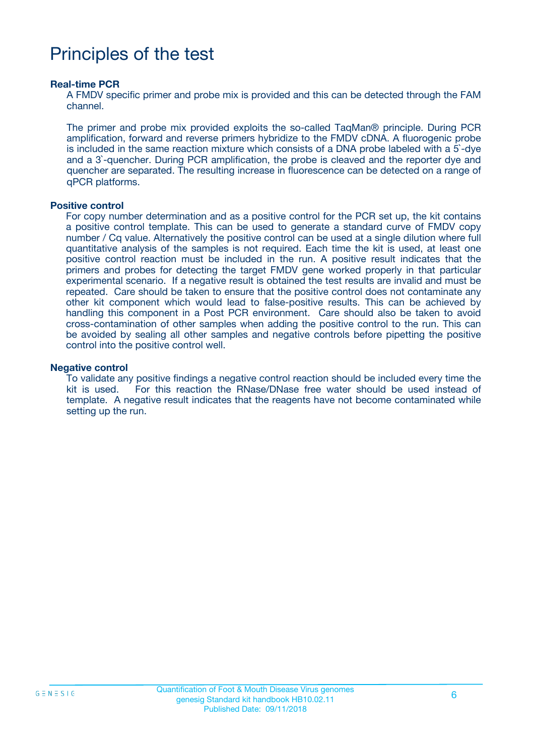# Principles of the test

**Real-time PCR**

A FMDV specific primer and probe mix is provided and this can be detected through the FAM channel.

The primer and probe mix provided exploits the so-called TaqMan® principle. During PCR amplification, forward and reverse primers hybridize to the FMDV cDNA. A fluorogenic probe is included in the same reaction mixture which consists of a DNA probe labeled with a 5`-dye and a 3`-quencher. During PCR amplification, the probe is cleaved and the reporter dye and quencher are separated. The resulting increase in fluorescence can be detected on a range of qPCR platforms.

**Positive control**

For copy number determination and as a positive control for the PCR set up, the kit contains a positive control template. This can be used to generate a standard curve of FMDV copy number / Cq value. Alternatively the positive control can be used at a single dilution where full quantitative analysis of the samples is not required. Each time the kit is used, at least one positive control reaction must be included in the run. A positive result indicates that the primers and probes for detecting the target FMDV gene worked properly in that particular experimental scenario. If a negative result is obtained the test results are invalid and must be repeated. Care should be taken to ensure that the positive control does not contaminate any other kit component which would lead to false-positive results. This can be achieved by handling this component in a Post PCR environment. Care should also be taken to avoid cross-contamination of other samples when adding the positive control to the run. This can be avoided by sealing all other samples and negative controls before pipetting the positive control into the positive control well.

**Negative control**

To validate any positive findings a negative control reaction should be included every time the kit is used. For this reaction the RNase/DNase free water should be used instead of template. A negative result indicates that the reagents have not become contaminated while setting up the run.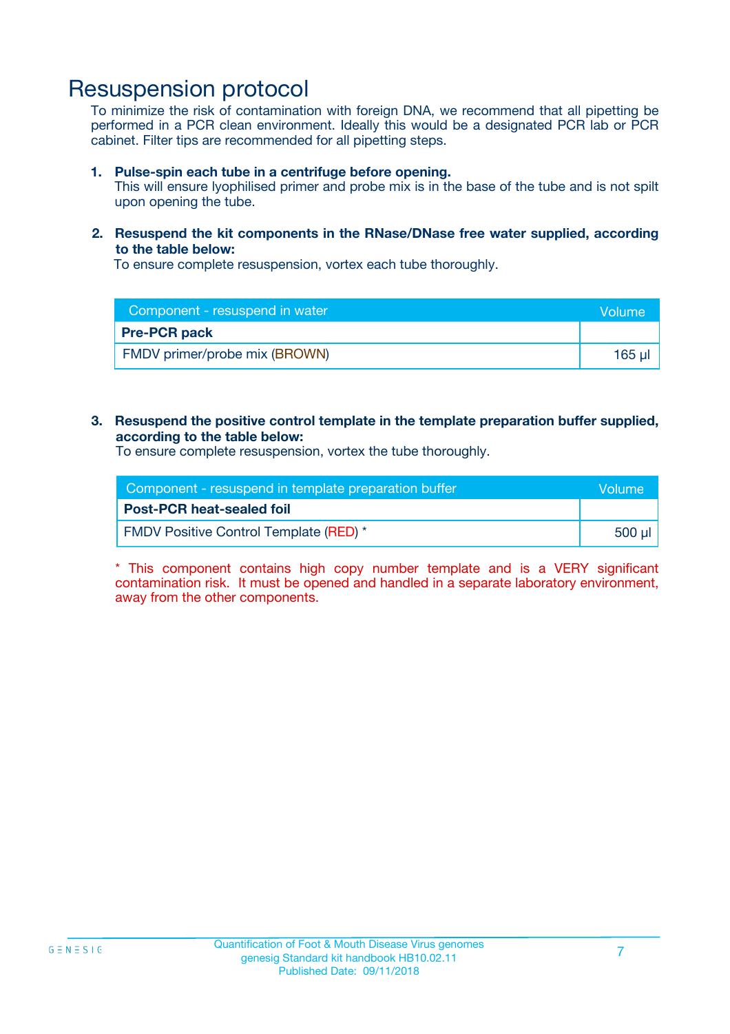# Resuspension protocol

To minimize the risk of contamination with foreign DNA, we recommend that all pipetting be performed in a PCR clean environment. Ideally this would be a designated PCR lab or PCR cabinet. Filter tips are recommended for all pipetting steps.

1. **Pulse-spin each tube in a centrifuge before opening.**
   This will ensure lyophilised primer and probe mix is in the base of the tube and is not spilt upon opening the tube.

2. **Resuspend the kit components in the RNase/DNase free water supplied, according to the table below:**
   To ensure complete resuspension, vortex each tube thoroughly.

| Component - resuspend in water | Volume |
|---|---|
| **Pre-PCR pack** | |
| FMDV primer/probe mix (BROWN) | 165 µl |

3. **Resuspend the positive control template in the template preparation buffer supplied, according to the table below:**
   To ensure complete resuspension, vortex the tube thoroughly.

| Component - resuspend in template preparation buffer | Volume |
|---|---|
| **Post-PCR heat-sealed foil** | |
| FMDV Positive Control Template (RED) * | 500 µl |

* This component contains high copy number template and is a VERY significant contamination risk. It must be opened and handled in a separate laboratory environment, away from the other components.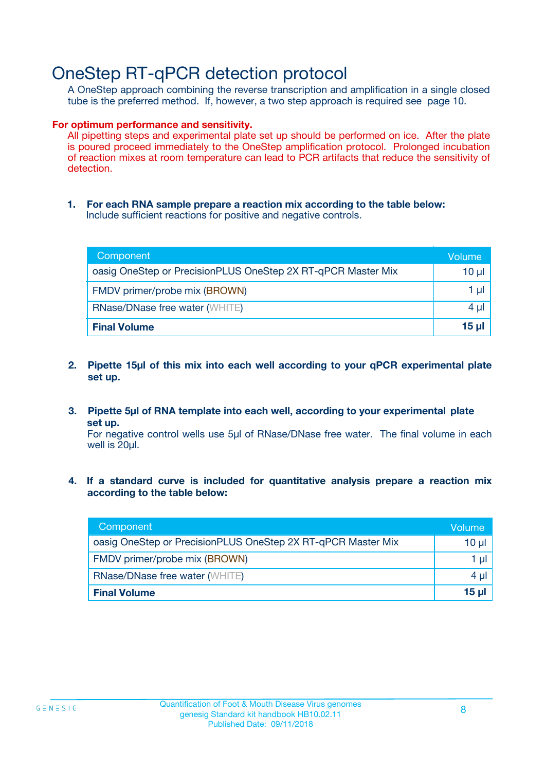# OneStep RT-qPCR detection protocol

A OneStep approach combining the reverse transcription and amplification in a single closed tube is the preferred method. If, however, a two step approach is required see page 10.

**For optimum performance and sensitivity.**

All pipetting steps and experimental plate set up should be performed on ice. After the plate is poured proceed immediately to the OneStep amplification protocol. Prolonged incubation of reaction mixes at room temperature can lead to PCR artifacts that reduce the sensitivity of detection.

1. **For each RNA sample prepare a reaction mix according to the table below:**
   Include sufficient reactions for positive and negative controls.

| Component | Volume |
|---|---|
| oasig OneStep or PrecisionPLUS OneStep 2X RT-qPCR Master Mix | 10 µl |
| FMDV primer/probe mix (BROWN) | 1 µl |
| RNase/DNase free water (WHITE) | 4 µl |
| **Final Volume** | **15 µl** |

2. **Pipette 15µl of this mix into each well according to your qPCR experimental plate set up.**

3. **Pipette 5µl of RNA template into each well, according to your experimental plate set up.**
   For negative control wells use 5µl of RNase/DNase free water. The final volume in each well is 20µl.

4. **If a standard curve is included for quantitative analysis prepare a reaction mix according to the table below:**

| Component | Volume |
|---|---|
| oasig OneStep or PrecisionPLUS OneStep 2X RT-qPCR Master Mix | 10 µl |
| FMDV primer/probe mix (BROWN) | 1 µl |
| RNase/DNase free water (WHITE) | 4 µl |
| **Final Volume** | **15 µl** |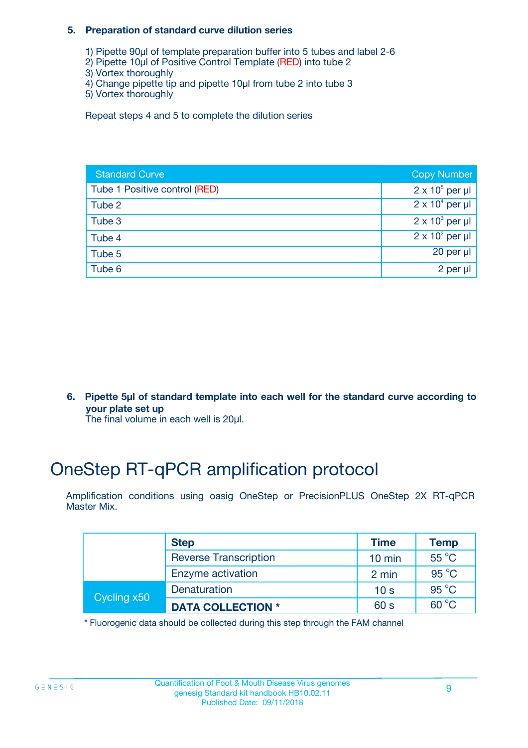**5. Preparation of standard curve dilution series**

1) Pipette 90µl of template preparation buffer into 5 tubes and label 2-6
2) Pipette 10µl of Positive Control Template (RED) into tube 2
3) Vortex thoroughly
4) Change pipette tip and pipette 10µl from tube 2 into tube 3
5) Vortex thoroughly

Repeat steps 4 and 5 to complete the dilution series

| Standard Curve | Copy Number |
|---|---|
| Tube 1 Positive control (RED) | $2 \times 10^5$ per µl |
| Tube 2 | $2 \times 10^4$ per µl |
| Tube 3 | $2 \times 10^3$ per µl |
| Tube 4 | $2 \times 10^2$ per µl |
| Tube 5 | 20 per µl |
| Tube 6 | 2 per µl |

**6. Pipette 5µl of standard template into each well for the standard curve according to your plate set up**

The final volume in each well is 20µl.

# OneStep RT-qPCR amplification protocol

Amplification conditions using oasig OneStep or PrecisionPLUS OneStep 2X RT-qPCR Master Mix.

| | Step | Time | Temp |
|---|---|---|---|
| | Reverse Transcription | 10 min | 55 °C |
| | Enzyme activation | 2 min | 95 °C |
| Cycling x50 | Denaturation | 10 s | 95 °C |
| | **DATA COLLECTION *** | 60 s | 60 °C |

* Fluorogenic data should be collected during this step through the FAM channel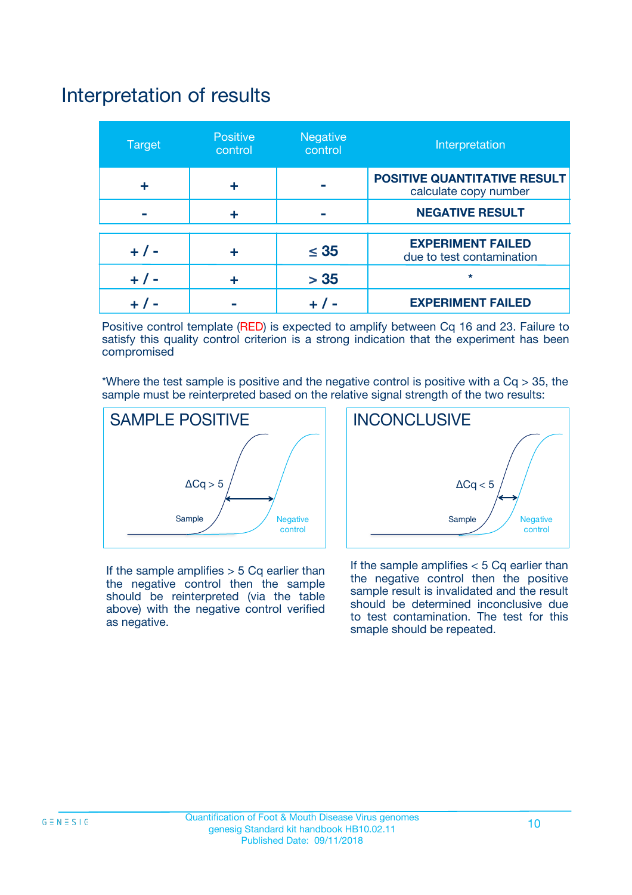# Interpretation of results

| Target | Positive control | Negative control | Interpretation |
|---|---|---|---|
| + | + | - | **POSITIVE QUANTITATIVE RESULT** calculate copy number |
| - | + | - | **NEGATIVE RESULT** |
| + / - | + | ≤ 35 | **EXPERIMENT FAILED** due to test contamination |
| + / - | + | > 35 | * |
| + / - | - | + / - | **EXPERIMENT FAILED** |

Positive control template (RED) is expected to amplify between Cq 16 and 23. Failure to satisfy this quality control criterion is a strong indication that the experiment has been compromised

*Where the test sample is positive and the negative control is positive with a Cq > 35, the sample must be reinterpreted based on the relative signal strength of the two results:

## SAMPLE POSITIVE

ΔCq > 5

Sample

Negative control

If the sample amplifies > 5 Cq earlier than the negative control then the sample should be reinterpreted (via the table above) with the negative control verified as negative.

## INCONCLUSIVE

ΔCq < 5

Sample

Negative control

If the sample amplifies < 5 Cq earlier than the negative control then the positive sample result is invalidated and the result should be determined inconclusive due to test contamination. The test for this smaple should be repeated.